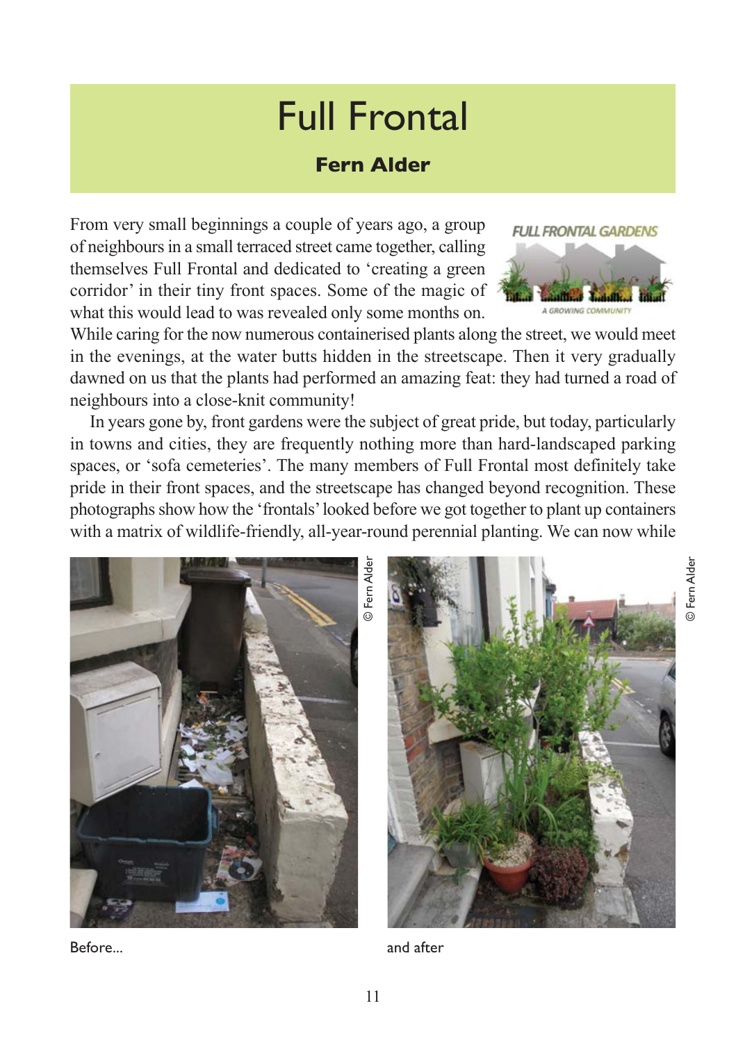# Full Frontal

**Fern Alder**

From very small beginnings a couple of years ago, a group of neighbours in a small terraced street came together, calling themselves Full Frontal and dedicated to 'creating a green corridor' in their tiny front spaces. Some of the magic of what this would lead to was revealed only some months on. While caring for the now numerous containerised plants along the street, we would meet in the evenings, at the water butts hidden in the streetscape. Then it very gradually dawned on us that the plants had performed an amazing feat: they had turned a road of neighbours into a close-knit community!

In years gone by, front gardens were the subject of great pride, but today, particularly in towns and cities, they are frequently nothing more than hard-landscaped parking spaces, or 'sofa cemeteries'. The many members of Full Frontal most definitely take pride in their front spaces, and the streetscape has changed beyond recognition. These photographs show how the 'frontals' looked before we got together to plant up containers with a matrix of wildlife-friendly, all-year-round perennial planting. We can now while

© Fern Alder

Before...

© Fern Alder

and after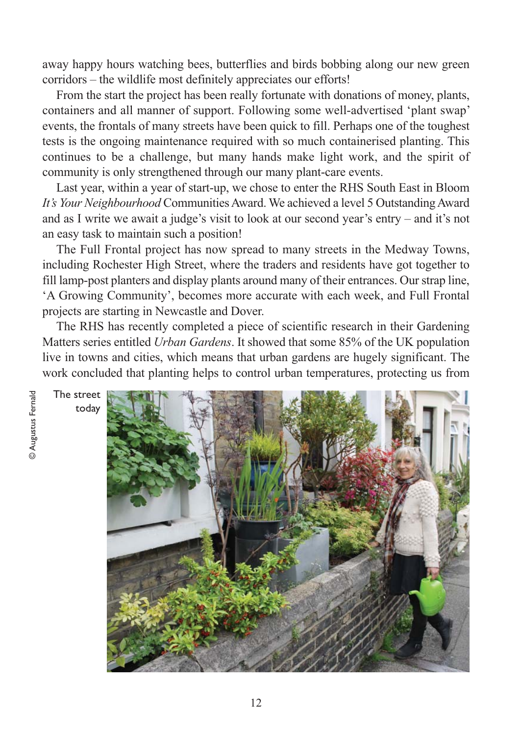away happy hours watching bees, butterflies and birds bobbing along our new green corridors – the wildlife most definitely appreciates our efforts!

From the start the project has been really fortunate with donations of money, plants, containers and all manner of support. Following some well-advertised 'plant swap' events, the frontals of many streets have been quick to fill. Perhaps one of the toughest tests is the ongoing maintenance required with so much containerised planting. This continues to be a challenge, but many hands make light work, and the spirit of community is only strengthened through our many plant-care events.

Last year, within a year of start-up, we chose to enter the RHS South East in Bloom *It's Your Neighbourhood* Communities Award. We achieved a level 5 Outstanding Award and as I write we await a judge's visit to look at our second year's entry – and it's not an easy task to maintain such a position!

The Full Frontal project has now spread to many streets in the Medway Towns, including Rochester High Street, where the traders and residents have got together to fill lamp-post planters and display plants around many of their entrances. Our strap line, 'A Growing Community', becomes more accurate with each week, and Full Frontal projects are starting in Newcastle and Dover.

The RHS has recently completed a piece of scientific research in their Gardening Matters series entitled *Urban Gardens*. It showed that some 85% of the UK population live in towns and cities, which means that urban gardens are hugely significant. The work concluded that planting helps to control urban temperatures, protecting us from

The street today

© Augustus Fernald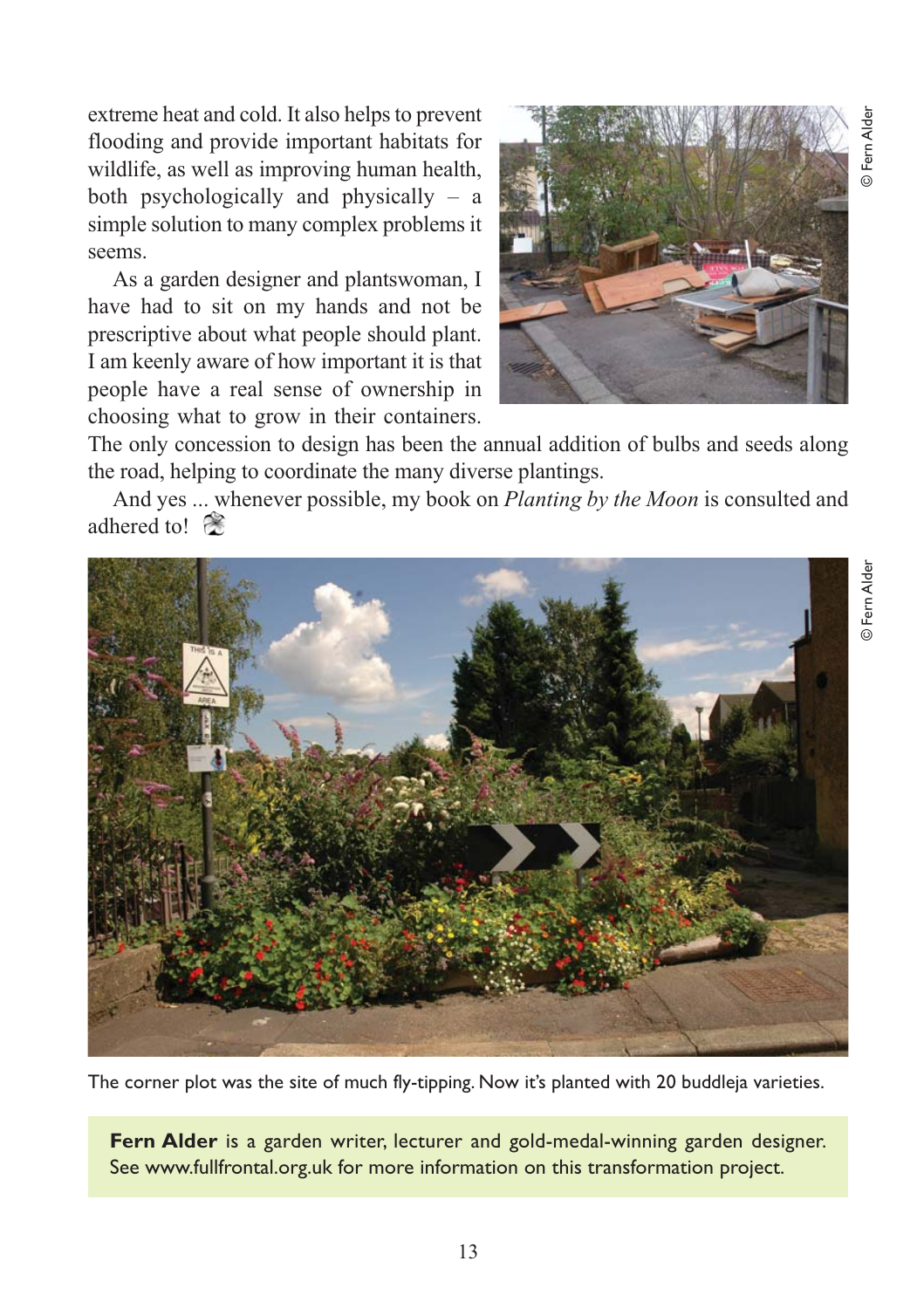extreme heat and cold. It also helps to prevent flooding and provide important habitats for wildlife, as well as improving human health, both psychologically and physically – a simple solution to many complex problems it seems.

As a garden designer and plantswoman, I have had to sit on my hands and not be prescriptive about what people should plant. I am keenly aware of how important it is that people have a real sense of ownership in choosing what to grow in their containers. The only concession to design has been the annual addition of bulbs and seeds along the road, helping to coordinate the many diverse plantings.

And yes ... whenever possible, my book on *Planting by the Moon* is consulted and adhered to!

© Fern Alder

© Fern Alder

The corner plot was the site of much fly-tipping. Now it's planted with 20 buddleja varieties.

**Fern Alder** is a garden writer, lecturer and gold-medal-winning garden designer. See www.fullfrontal.org.uk for more information on this transformation project.